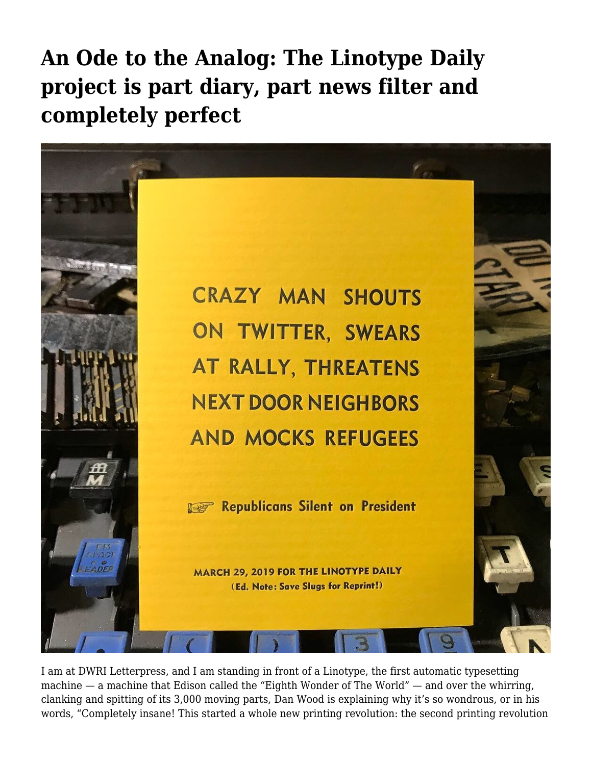# An Ode to the Analog: The Linotype Daily project is part diary, part news filter and completely perfect

I am at DWRI Letterpress, and I am standing in front of a Linotype, the first automatic typesetting machine — a machine that Edison called the "Eighth Wonder of The World" — and over the whirring, clanking and spitting of its 3,000 moving parts, Dan Wood is explaining why it's so wondrous, or in his words, "Completely insane! This started a whole new printing revolution: the second printing revolution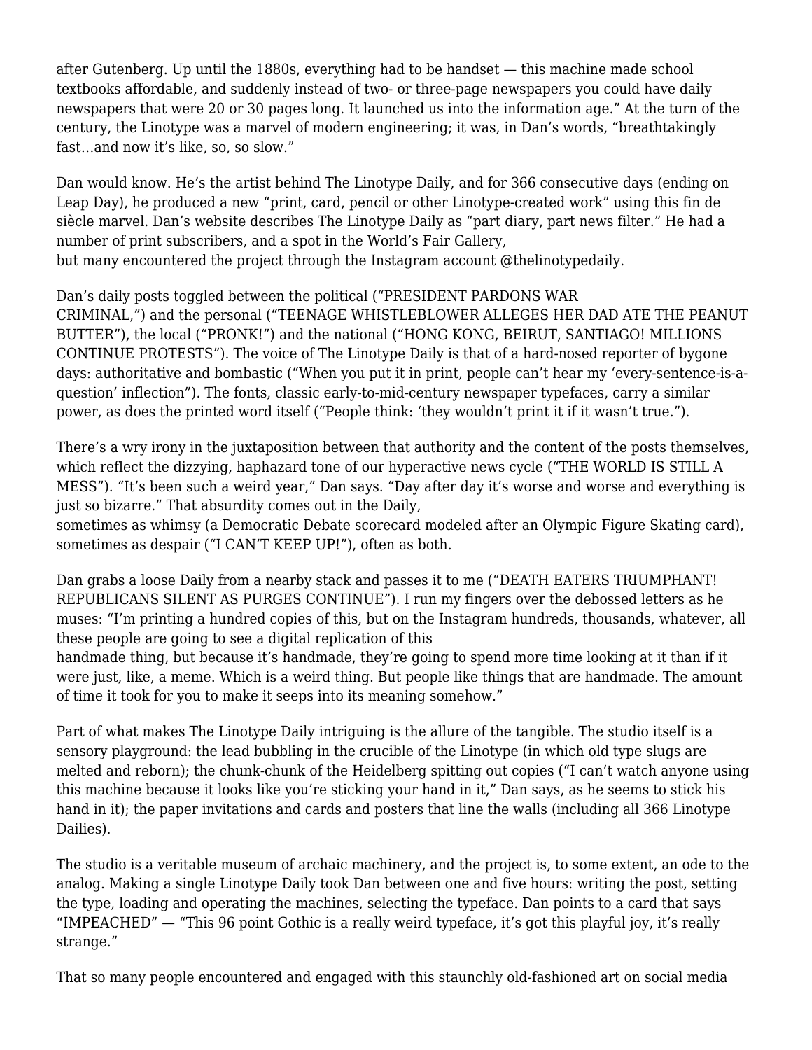after Gutenberg. Up until the 1880s, everything had to be handset — this machine made school textbooks affordable, and suddenly instead of two- or three-page newspapers you could have daily newspapers that were 20 or 30 pages long. It launched us into the information age." At the turn of the century, the Linotype was a marvel of modern engineering; it was, in Dan's words, "breathtakingly fast…and now it's like, so, so slow."

Dan would know. He's the artist behind The Linotype Daily, and for 366 consecutive days (ending on Leap Day), he produced a new "print, card, pencil or other Linotype-created work" using this fin de siècle marvel. Dan's website describes The Linotype Daily as "part diary, part news filter." He had a number of print subscribers, and a spot in the World's Fair Gallery, but many encountered the project through the Instagram account @thelinotypedaily.

Dan's daily posts toggled between the political ("PRESIDENT PARDONS WAR CRIMINAL,") and the personal ("TEENAGE WHISTLEBLOWER ALLEGES HER DAD ATE THE PEANUT BUTTER"), the local ("PRONK!") and the national ("HONG KONG, BEIRUT, SANTIAGO! MILLIONS CONTINUE PROTESTS"). The voice of The Linotype Daily is that of a hard-nosed reporter of bygone days: authoritative and bombastic ("When you put it in print, people can't hear my 'every-sentence-is-a-question' inflection"). The fonts, classic early-to-mid-century newspaper typefaces, carry a similar power, as does the printed word itself ("People think: 'they wouldn't print it if it wasn't true.").

There's a wry irony in the juxtaposition between that authority and the content of the posts themselves, which reflect the dizzying, haphazard tone of our hyperactive news cycle ("THE WORLD IS STILL A MESS"). "It's been such a weird year," Dan says. "Day after day it's worse and worse and everything is just so bizarre." That absurdity comes out in the Daily, sometimes as whimsy (a Democratic Debate scorecard modeled after an Olympic Figure Skating card), sometimes as despair ("I CAN'T KEEP UP!"), often as both.

Dan grabs a loose Daily from a nearby stack and passes it to me ("DEATH EATERS TRIUMPHANT! REPUBLICANS SILENT AS PURGES CONTINUE"). I run my fingers over the debossed letters as he muses: "I'm printing a hundred copies of this, but on the Instagram hundreds, thousands, whatever, all these people are going to see a digital replication of this handmade thing, but because it's handmade, they're going to spend more time looking at it than if it were just, like, a meme. Which is a weird thing. But people like things that are handmade. The amount of time it took for you to make it seeps into its meaning somehow."

Part of what makes The Linotype Daily intriguing is the allure of the tangible. The studio itself is a sensory playground: the lead bubbling in the crucible of the Linotype (in which old type slugs are melted and reborn); the chunk-chunk of the Heidelberg spitting out copies ("I can't watch anyone using this machine because it looks like you're sticking your hand in it," Dan says, as he seems to stick his hand in it); the paper invitations and cards and posters that line the walls (including all 366 Linotype Dailies).

The studio is a veritable museum of archaic machinery, and the project is, to some extent, an ode to the analog. Making a single Linotype Daily took Dan between one and five hours: writing the post, setting the type, loading and operating the machines, selecting the typeface. Dan points to a card that says "IMPEACHED" — "This 96 point Gothic is a really weird typeface, it's got this playful joy, it's really strange."

That so many people encountered and engaged with this staunchly old-fashioned art on social media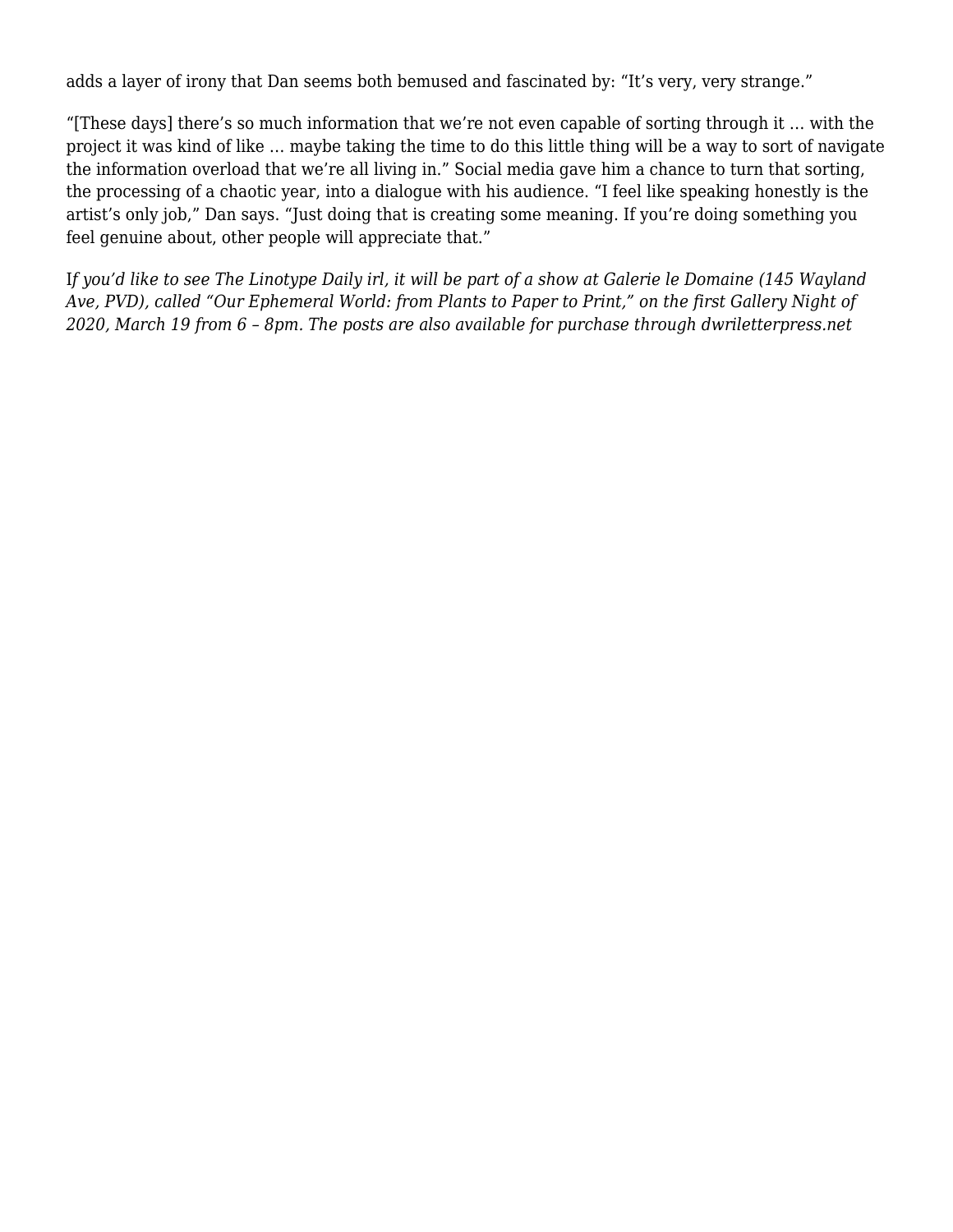adds a layer of irony that Dan seems both bemused and fascinated by: "It's very, very strange."

"[These days] there's so much information that we're not even capable of sorting through it … with the project it was kind of like … maybe taking the time to do this little thing will be a way to sort of navigate the information overload that we're all living in." Social media gave him a chance to turn that sorting, the processing of a chaotic year, into a dialogue with his audience. "I feel like speaking honestly is the artist's only job," Dan says. "Just doing that is creating some meaning. If you're doing something you feel genuine about, other people will appreciate that."

I*f you'd like to see The Linotype Daily irl, it will be part of a show at Galerie le Domaine (145 Wayland Ave, PVD), called "Our Ephemeral World: from Plants to Paper to Print," on the first Gallery Night of 2020, March 19 from 6 – 8pm. The posts are also available for purchase through dwriletterpress.net*